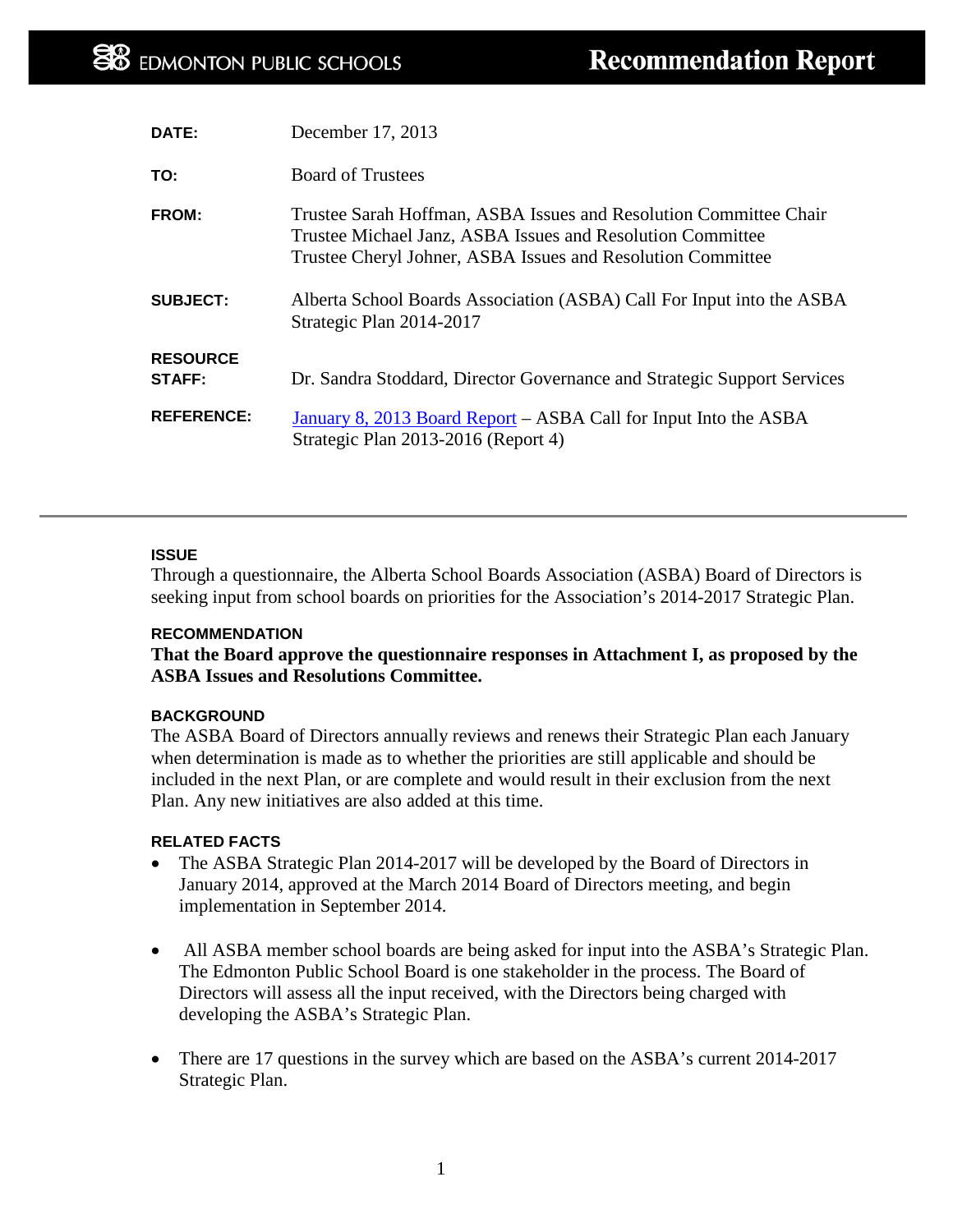# EDMONTON PUBLIC SCHOOLS — Recommendation Report

| | |
|---|---|
| **DATE:** | December 17, 2013 |
| **TO:** | Board of Trustees |
| **FROM:** | Trustee Sarah Hoffman, ASBA Issues and Resolution Committee Chair<br>Trustee Michael Janz, ASBA Issues and Resolution Committee<br>Trustee Cheryl Johner, ASBA Issues and Resolution Committee |
| **SUBJECT:** | Alberta School Boards Association (ASBA) Call For Input into the ASBA Strategic Plan 2014-2017 |
| **RESOURCE STAFF:** | Dr. Sandra Stoddard, Director Governance and Strategic Support Services |
| **REFERENCE:** | January 8, 2013 Board Report – ASBA Call for Input Into the ASBA Strategic Plan 2013-2016 (Report 4) |

---

### ISSUE

Through a questionnaire, the Alberta School Boards Association (ASBA) Board of Directors is seeking input from school boards on priorities for the Association's 2014-2017 Strategic Plan.

### RECOMMENDATION

**That the Board approve the questionnaire responses in Attachment I, as proposed by the ASBA Issues and Resolutions Committee.**

### BACKGROUND

The ASBA Board of Directors annually reviews and renews their Strategic Plan each January when determination is made as to whether the priorities are still applicable and should be included in the next Plan, or are complete and would result in their exclusion from the next Plan. Any new initiatives are also added at this time.

### RELATED FACTS

- The ASBA Strategic Plan 2014-2017 will be developed by the Board of Directors in January 2014, approved at the March 2014 Board of Directors meeting, and begin implementation in September 2014.
- All ASBA member school boards are being asked for input into the ASBA's Strategic Plan. The Edmonton Public School Board is one stakeholder in the process. The Board of Directors will assess all the input received, with the Directors being charged with developing the ASBA's Strategic Plan.
- There are 17 questions in the survey which are based on the ASBA's current 2014-2017 Strategic Plan.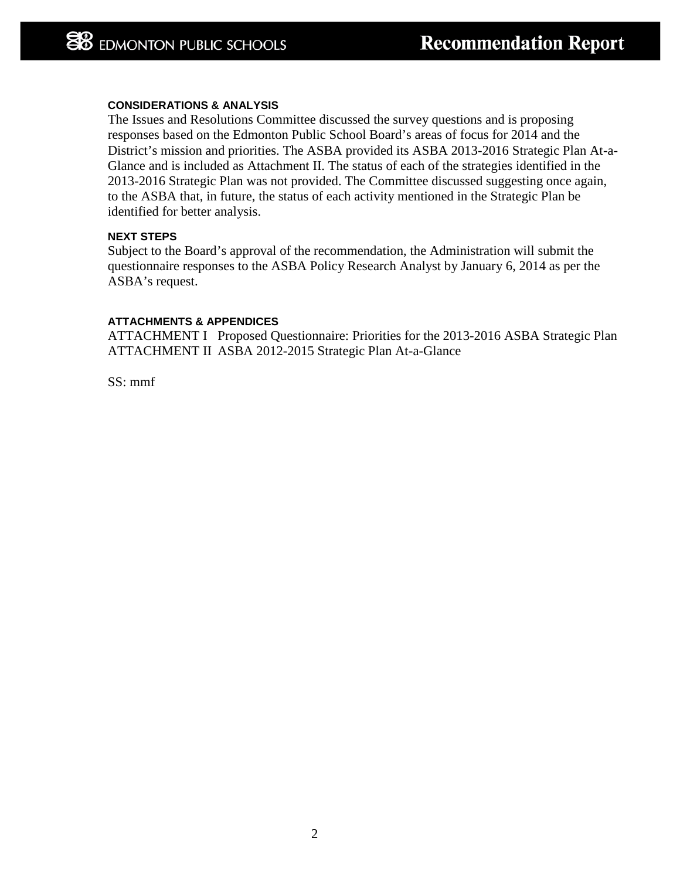**CONSIDERATIONS & ANALYSIS**

The Issues and Resolutions Committee discussed the survey questions and is proposing responses based on the Edmonton Public School Board's areas of focus for 2014 and the District's mission and priorities. The ASBA provided its ASBA 2013-2016 Strategic Plan At-a-Glance and is included as Attachment II. The status of each of the strategies identified in the 2013-2016 Strategic Plan was not provided. The Committee discussed suggesting once again, to the ASBA that, in future, the status of each activity mentioned in the Strategic Plan be identified for better analysis.

**NEXT STEPS**

Subject to the Board's approval of the recommendation, the Administration will submit the questionnaire responses to the ASBA Policy Research Analyst by January 6, 2014 as per the ASBA's request.

**ATTACHMENTS & APPENDICES**

ATTACHMENT I Proposed Questionnaire: Priorities for the 2013-2016 ASBA Strategic Plan
ATTACHMENT II ASBA 2012-2015 Strategic Plan At-a-Glance

SS: mmf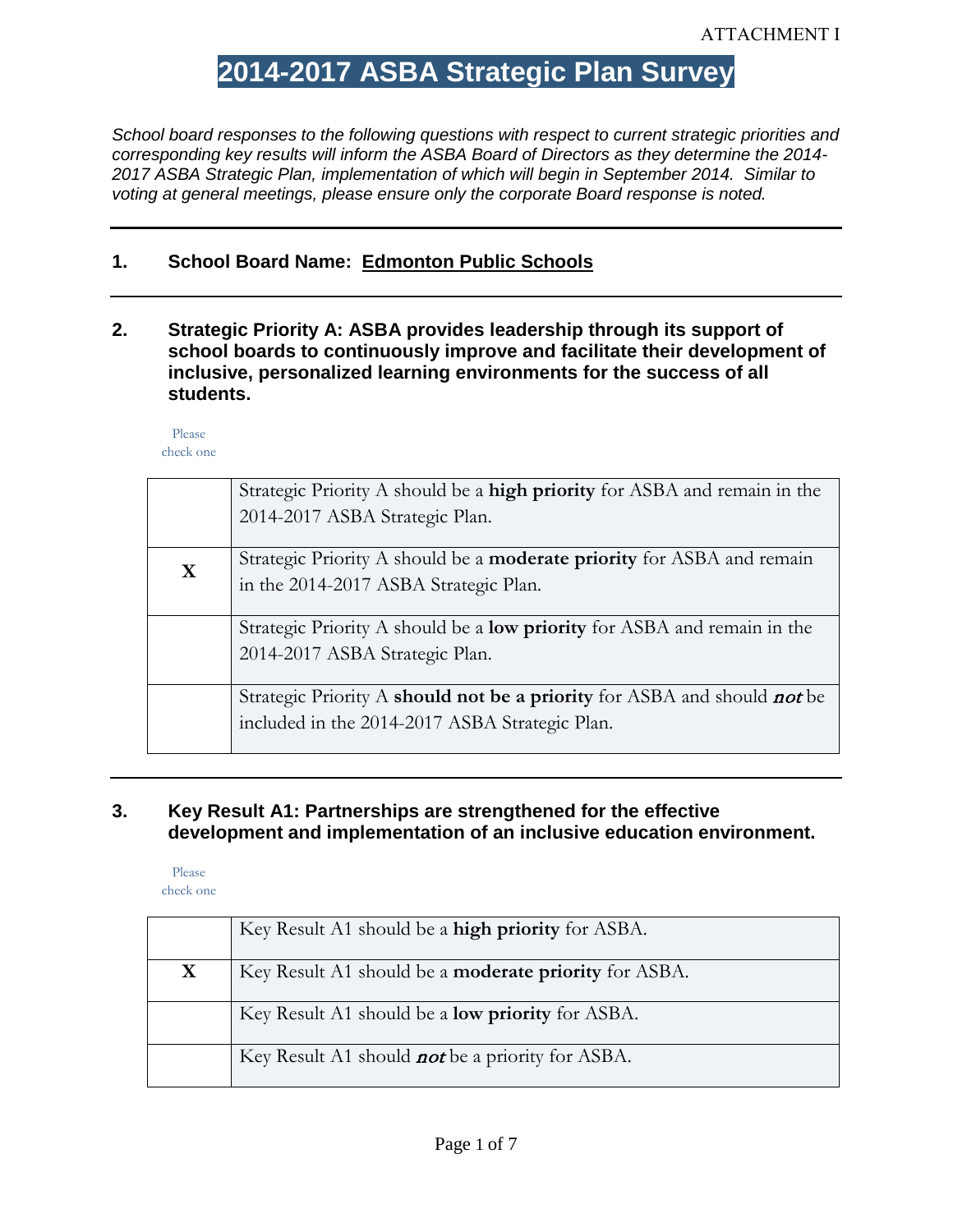ATTACHMENT I

# 2014-2017 ASBA Strategic Plan Survey

*School board responses to the following questions with respect to current strategic priorities and corresponding key results will inform the ASBA Board of Directors as they determine the 2014-2017 ASBA Strategic Plan, implementation of which will begin in September 2014. Similar to voting at general meetings, please ensure only the corporate Board response is noted.*

---

**1. School Board Name: Edmonton Public Schools**

---

**2. Strategic Priority A: ASBA provides leadership through its support of school boards to continuously improve and facilitate their development of inclusive, personalized learning environments for the success of all students.**

Please check one

| | |
|---|---|
| | Strategic Priority A should be a **high priority** for ASBA and remain in the 2014-2017 ASBA Strategic Plan. |
| **X** | Strategic Priority A should be a **moderate priority** for ASBA and remain in the 2014-2017 ASBA Strategic Plan. |
| | Strategic Priority A should be a **low priority** for ASBA and remain in the 2014-2017 ASBA Strategic Plan. |
| | Strategic Priority A **should not be a priority** for ASBA and should ***not*** be included in the 2014-2017 ASBA Strategic Plan. |

---

**3. Key Result A1: Partnerships are strengthened for the effective development and implementation of an inclusive education environment.**

Please check one

| | |
|---|---|
| | Key Result A1 should be a **high priority** for ASBA. |
| **X** | Key Result A1 should be a **moderate priority** for ASBA. |
| | Key Result A1 should be a **low priority** for ASBA. |
| | Key Result A1 should ***not*** be a priority for ASBA. |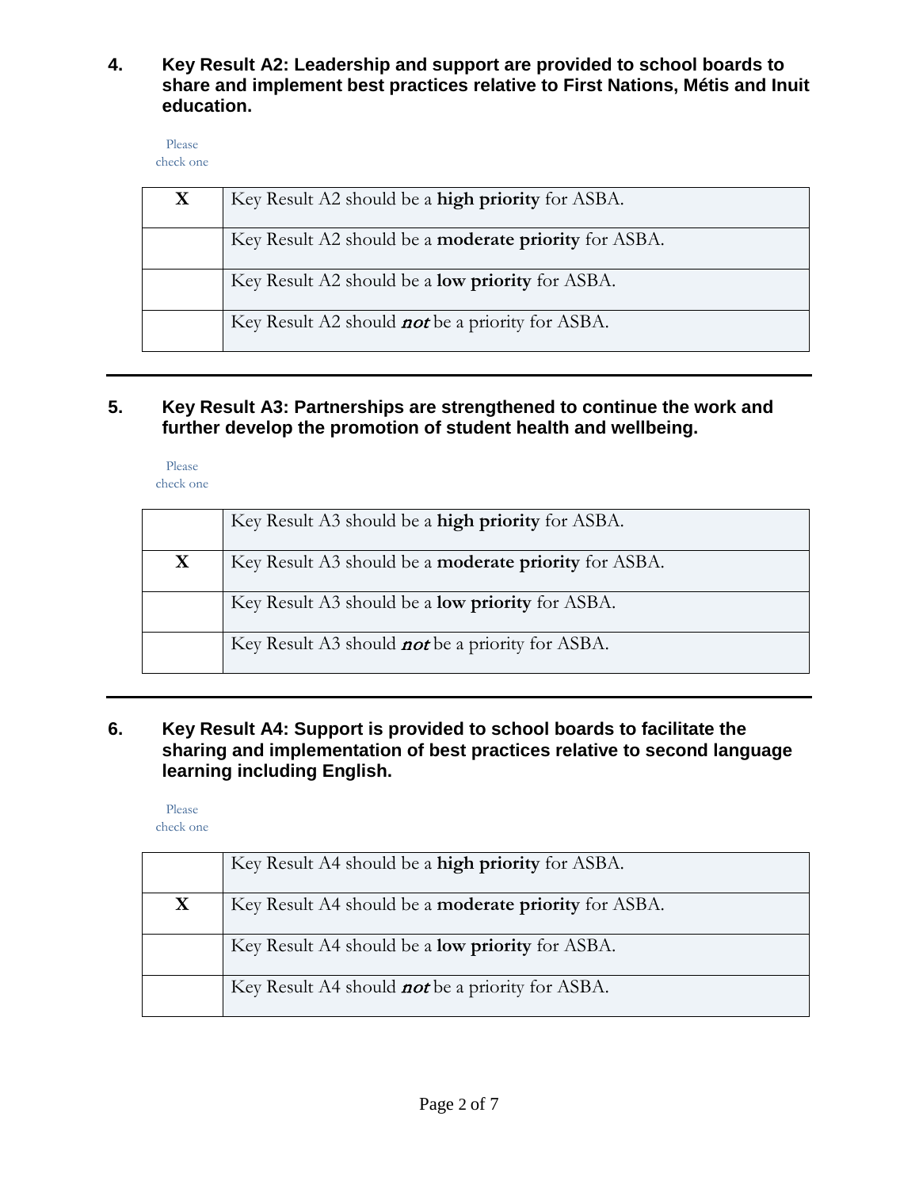**4. Key Result A2: Leadership and support are provided to school boards to share and implement best practices relative to First Nations, Métis and Inuit education.**

Please check one

| | |
|---|---|
| X | Key Result A2 should be a **high priority** for ASBA. |
| | Key Result A2 should be a **moderate priority** for ASBA. |
| | Key Result A2 should be a **low priority** for ASBA. |
| | Key Result A2 should ***not*** be a priority for ASBA. |

---

**5. Key Result A3: Partnerships are strengthened to continue the work and further develop the promotion of student health and wellbeing.**

Please check one

| | |
|---|---|
| | Key Result A3 should be a **high priority** for ASBA. |
| X | Key Result A3 should be a **moderate priority** for ASBA. |
| | Key Result A3 should be a **low priority** for ASBA. |
| | Key Result A3 should ***not*** be a priority for ASBA. |

---

**6. Key Result A4: Support is provided to school boards to facilitate the sharing and implementation of best practices relative to second language learning including English.**

Please check one

| | |
|---|---|
| | Key Result A4 should be a **high priority** for ASBA. |
| X | Key Result A4 should be a **moderate priority** for ASBA. |
| | Key Result A4 should be a **low priority** for ASBA. |
| | Key Result A4 should ***not*** be a priority for ASBA. |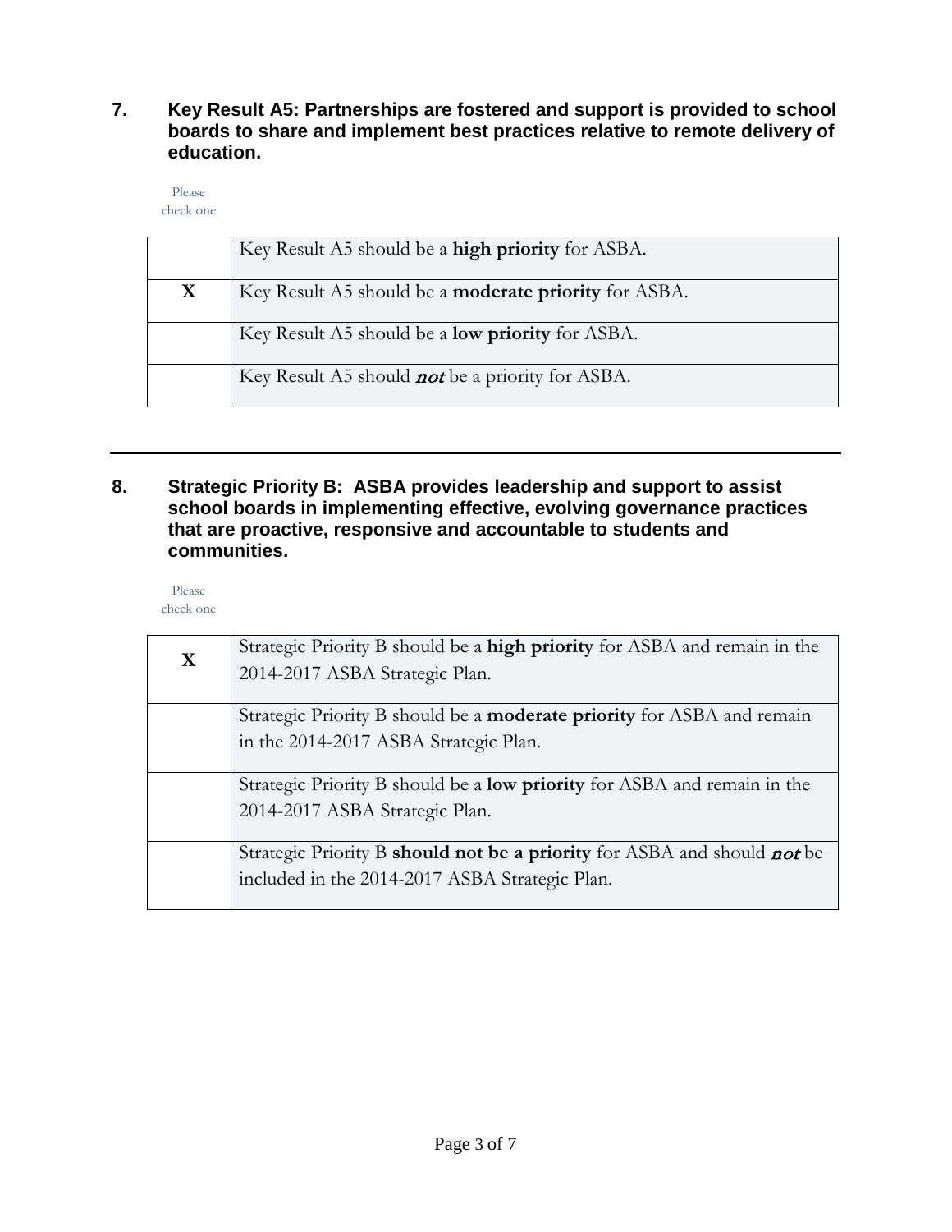7. **Key Result A5: Partnerships are fostered and support is provided to school boards to share and implement best practices relative to remote delivery of education.**

Please check one

| | |
|---|---|
| | Key Result A5 should be a **high priority** for ASBA. |
| **X** | Key Result A5 should be a **moderate priority** for ASBA. |
| | Key Result A5 should be a **low priority** for ASBA. |
| | Key Result A5 should ***not*** be a priority for ASBA. |

---

8. **Strategic Priority B: ASBA provides leadership and support to assist school boards in implementing effective, evolving governance practices that are proactive, responsive and accountable to students and communities.**

Please check one

| | |
|---|---|
| **X** | Strategic Priority B should be a **high priority** for ASBA and remain in the 2014-2017 ASBA Strategic Plan. |
| | Strategic Priority B should be a **moderate priority** for ASBA and remain in the 2014-2017 ASBA Strategic Plan. |
| | Strategic Priority B should be a **low priority** for ASBA and remain in the 2014-2017 ASBA Strategic Plan. |
| | Strategic Priority B **should not be a priority** for ASBA and should ***not*** be included in the 2014-2017 ASBA Strategic Plan. |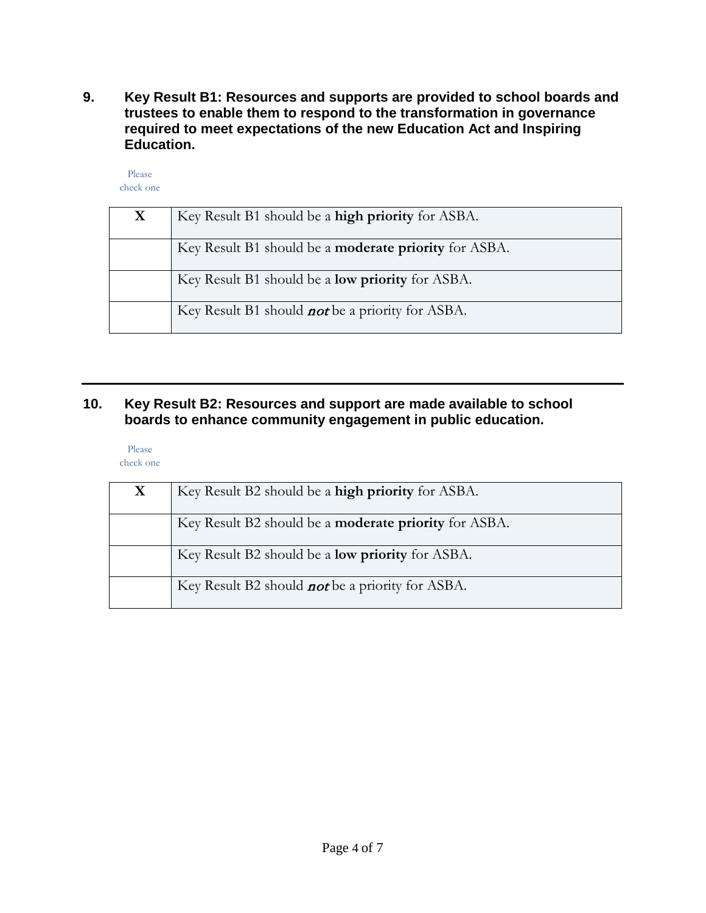**9. Key Result B1: Resources and supports are provided to school boards and trustees to enable them to respond to the transformation in governance required to meet expectations of the new Education Act and Inspiring Education.**

Please check one

| | |
|---|---|
| X | Key Result B1 should be a **high priority** for ASBA. |
| | Key Result B1 should be a **moderate priority** for ASBA. |
| | Key Result B1 should be a **low priority** for ASBA. |
| | Key Result B1 should ***not*** be a priority for ASBA. |

---

**10. Key Result B2: Resources and support are made available to school boards to enhance community engagement in public education.**

Please check one

| | |
|---|---|
| X | Key Result B2 should be a **high priority** for ASBA. |
| | Key Result B2 should be a **moderate priority** for ASBA. |
| | Key Result B2 should be a **low priority** for ASBA. |
| | Key Result B2 should ***not*** be a priority for ASBA. |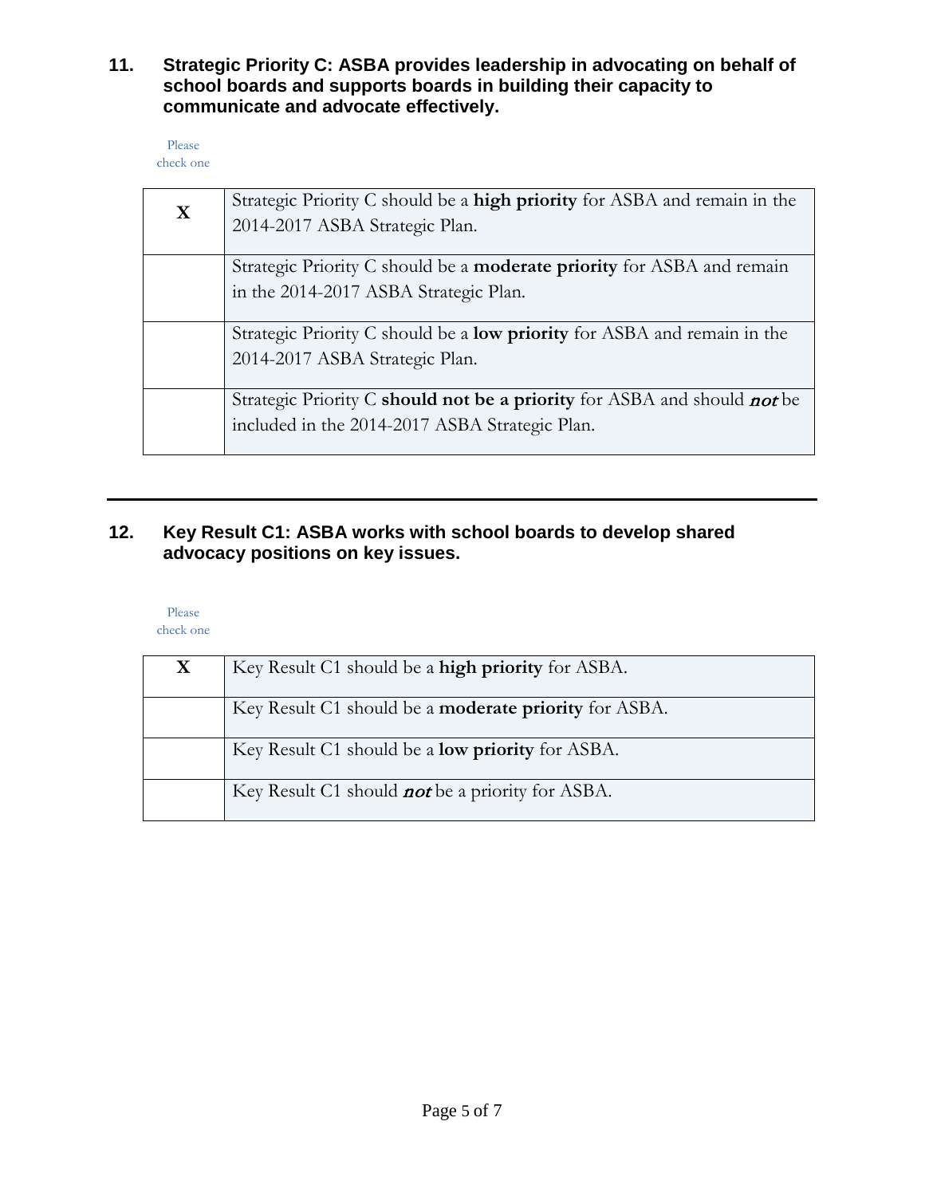**11. Strategic Priority C: ASBA provides leadership in advocating on behalf of school boards and supports boards in building their capacity to communicate and advocate effectively.**

Please check one

| | |
|---|---|
| X | Strategic Priority C should be a **high priority** for ASBA and remain in the 2014-2017 ASBA Strategic Plan. |
| | Strategic Priority C should be a **moderate priority** for ASBA and remain in the 2014-2017 ASBA Strategic Plan. |
| | Strategic Priority C should be a **low priority** for ASBA and remain in the 2014-2017 ASBA Strategic Plan. |
| | Strategic Priority C **should not be a priority** for ASBA and should ***not*** be included in the 2014-2017 ASBA Strategic Plan. |

---

**12. Key Result C1: ASBA works with school boards to develop shared advocacy positions on key issues.**

Please check one

| | |
|---|---|
| X | Key Result C1 should be a **high priority** for ASBA. |
| | Key Result C1 should be a **moderate priority** for ASBA. |
| | Key Result C1 should be a **low priority** for ASBA. |
| | Key Result C1 should ***not*** be a priority for ASBA. |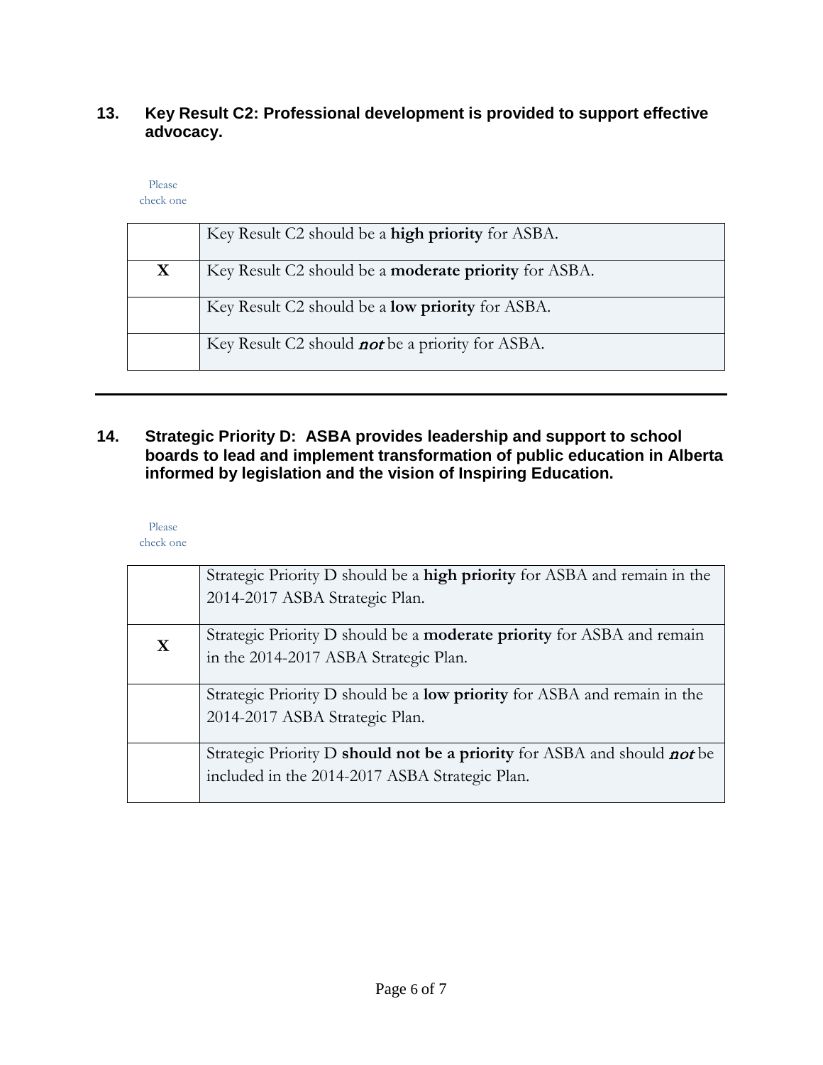**13. Key Result C2: Professional development is provided to support effective advocacy.**

Please check one

| | |
|---|---|
| | Key Result C2 should be a **high priority** for ASBA. |
| X | Key Result C2 should be a **moderate priority** for ASBA. |
| | Key Result C2 should be a **low priority** for ASBA. |
| | Key Result C2 should ***not*** be a priority for ASBA. |

---

**14. Strategic Priority D: ASBA provides leadership and support to school boards to lead and implement transformation of public education in Alberta informed by legislation and the vision of Inspiring Education.**

Please check one

| | |
|---|---|
| | Strategic Priority D should be a **high priority** for ASBA and remain in the 2014-2017 ASBA Strategic Plan. |
| X | Strategic Priority D should be a **moderate priority** for ASBA and remain in the 2014-2017 ASBA Strategic Plan. |
| | Strategic Priority D should be a **low priority** for ASBA and remain in the 2014-2017 ASBA Strategic Plan. |
| | Strategic Priority D **should not be a priority** for ASBA and should ***not*** be included in the 2014-2017 ASBA Strategic Plan. |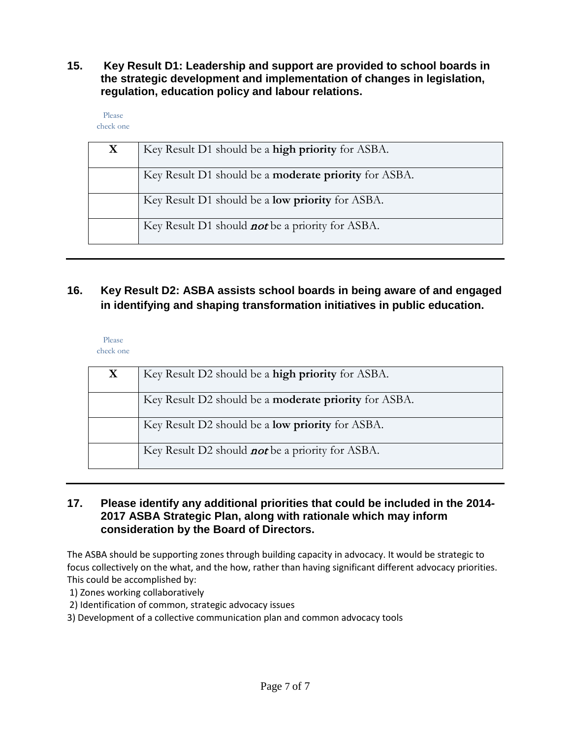**15. Key Result D1: Leadership and support are provided to school boards in the strategic development and implementation of changes in legislation, regulation, education policy and labour relations.**

Please check one

| | |
|---|---|
| **X** | Key Result D1 should be a **high priority** for ASBA. |
| | Key Result D1 should be a **moderate priority** for ASBA. |
| | Key Result D1 should be a **low priority** for ASBA. |
| | Key Result D1 should ***not*** be a priority for ASBA. |

---

**16. Key Result D2: ASBA assists school boards in being aware of and engaged in identifying and shaping transformation initiatives in public education.**

Please check one

| | |
|---|---|
| **X** | Key Result D2 should be a **high priority** for ASBA. |
| | Key Result D2 should be a **moderate priority** for ASBA. |
| | Key Result D2 should be a **low priority** for ASBA. |
| | Key Result D2 should ***not*** be a priority for ASBA. |

---

**17. Please identify any additional priorities that could be included in the 2014-2017 ASBA Strategic Plan, along with rationale which may inform consideration by the Board of Directors.**

The ASBA should be supporting zones through building capacity in advocacy. It would be strategic to focus collectively on the what, and the how, rather than having significant different advocacy priorities. This could be accomplished by:

1) Zones working collaboratively
2) Identification of common, strategic advocacy issues
3) Development of a collective communication plan and common advocacy tools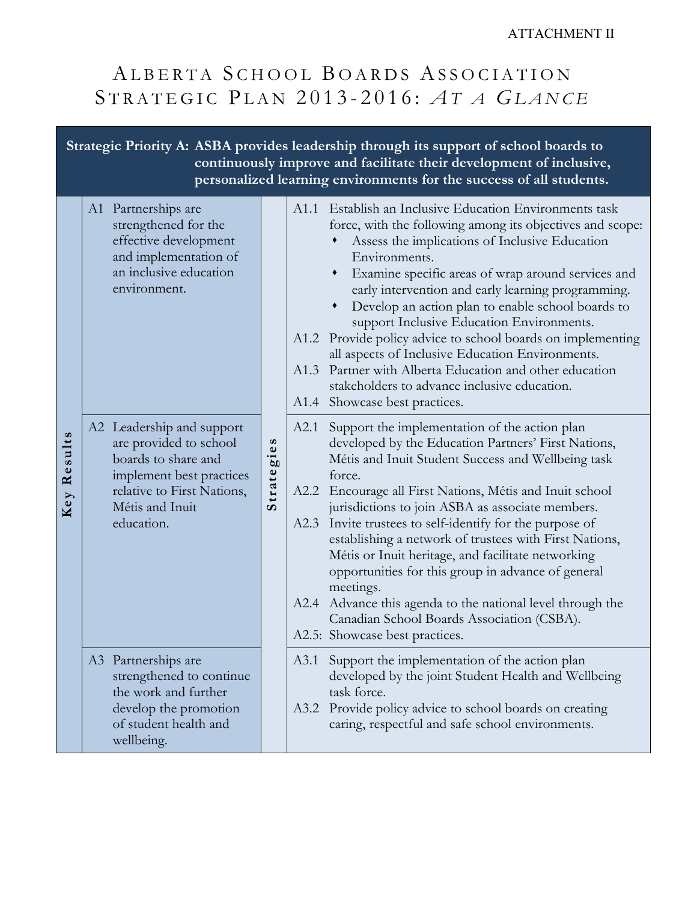ATTACHMENT II

# ALBERTA SCHOOL BOARDS ASSOCIATION STRATEGIC PLAN 2013-2016: *AT A GLANCE*

**Strategic Priority A: ASBA provides leadership through its support of school boards to continuously improve and facilitate their development of inclusive, personalized learning environments for the success of all students.**

| Key Results | Strategies |
|---|---|
| A1 Partnerships are strengthened for the effective development and implementation of an inclusive education environment. | A1.1 Establish an Inclusive Education Environments task force, with the following among its objectives and scope:<br>• Assess the implications of Inclusive Education Environments.<br>• Examine specific areas of wrap around services and early intervention and early learning programming.<br>• Develop an action plan to enable school boards to support Inclusive Education Environments.<br>A1.2 Provide policy advice to school boards on implementing all aspects of Inclusive Education Environments.<br>A1.3 Partner with Alberta Education and other education stakeholders to advance inclusive education.<br>A1.4 Showcase best practices. |
| A2 Leadership and support are provided to school boards to share and implement best practices relative to First Nations, Métis and Inuit education. | A2.1 Support the implementation of the action plan developed by the Education Partners' First Nations, Métis and Inuit Student Success and Wellbeing task force.<br>A2.2 Encourage all First Nations, Métis and Inuit school jurisdictions to join ASBA as associate members.<br>A2.3 Invite trustees to self-identify for the purpose of establishing a network of trustees with First Nations, Métis or Inuit heritage, and facilitate networking opportunities for this group in advance of general meetings.<br>A2.4 Advance this agenda to the national level through the Canadian School Boards Association (CSBA).<br>A2.5: Showcase best practices. |
| A3 Partnerships are strengthened to continue the work and further develop the promotion of student health and wellbeing. | A3.1 Support the implementation of the action plan developed by the joint Student Health and Wellbeing task force.<br>A3.2 Provide policy advice to school boards on creating caring, respectful and safe school environments. |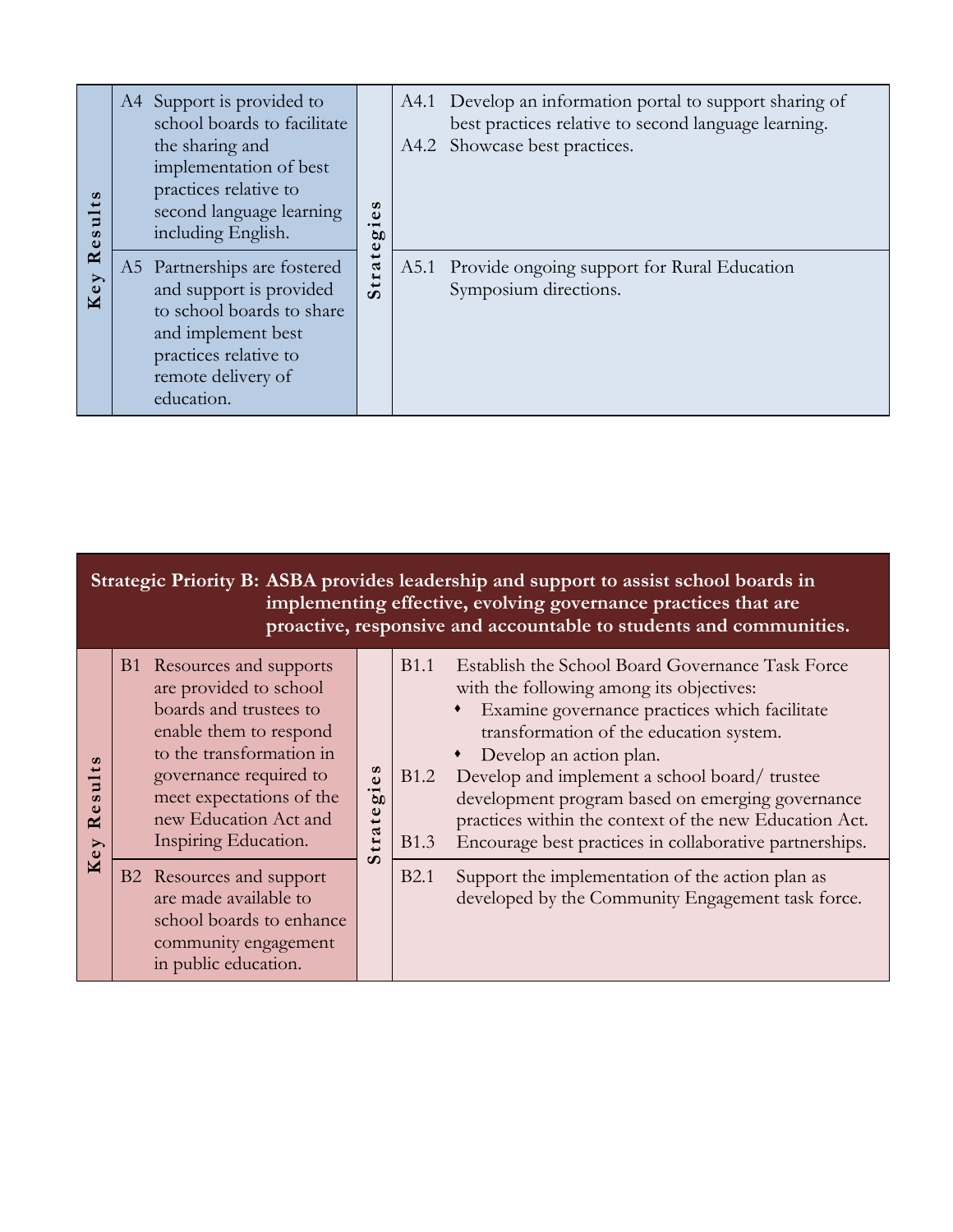| Key Results | | Strategies |
| --- | --- | --- |
| A4 | Support is provided to school boards to facilitate the sharing and implementation of best practices relative to second language learning including English. | A4.1 Develop an information portal to support sharing of best practices relative to second language learning.<br>A4.2 Showcase best practices. |
| A5 | Partnerships are fostered and support is provided to school boards to share and implement best practices relative to remote delivery of education. | A5.1 Provide ongoing support for Rural Education Symposium directions. |

**Strategic Priority B: ASBA provides leadership and support to assist school boards in implementing effective, evolving governance practices that are proactive, responsive and accountable to students and communities.**

| Key Results | | Strategies |
| --- | --- | --- |
| B1 | Resources and supports are provided to school boards and trustees to enable them to respond to the transformation in governance required to meet expectations of the new Education Act and Inspiring Education. | B1.1 Establish the School Board Governance Task Force with the following among its objectives:<br>♦ Examine governance practices which facilitate transformation of the education system.<br>♦ Develop an action plan.<br>B1.2 Develop and implement a school board/ trustee development program based on emerging governance practices within the context of the new Education Act.<br>B1.3 Encourage best practices in collaborative partnerships. |
| B2 | Resources and support are made available to school boards to enhance community engagement in public education. | B2.1 Support the implementation of the action plan as developed by the Community Engagement task force. |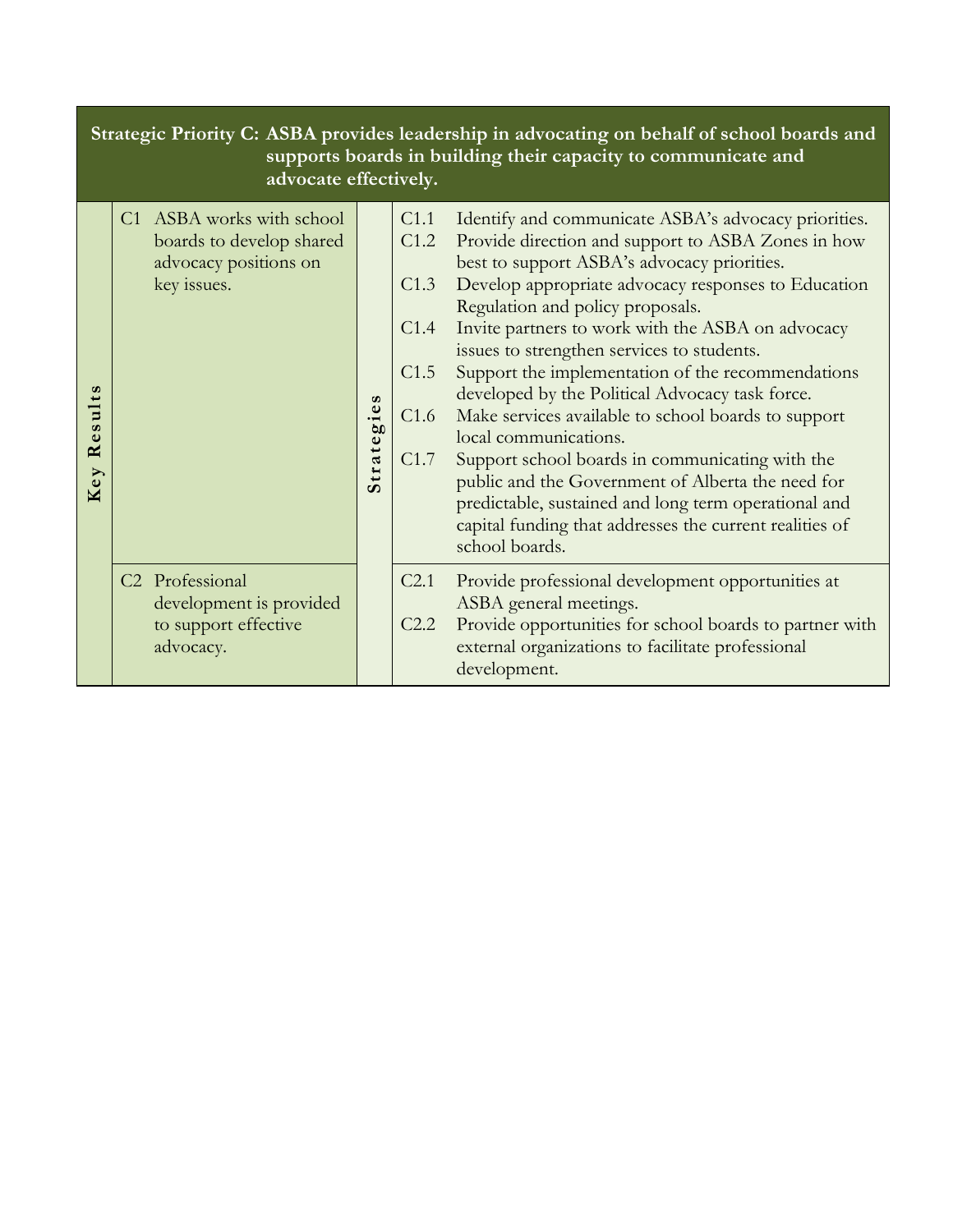**Strategic Priority C: ASBA provides leadership in advocating on behalf of school boards and supports boards in building their capacity to communicate and advocate effectively.**

| Key Results | | Strategies | |
|---|---|---|---|
| C1 | ASBA works with school boards to develop shared advocacy positions on key issues. | C1.1 | Identify and communicate ASBA's advocacy priorities. |
| | | C1.2 | Provide direction and support to ASBA Zones in how best to support ASBA's advocacy priorities. |
| | | C1.3 | Develop appropriate advocacy responses to Education Regulation and policy proposals. |
| | | C1.4 | Invite partners to work with the ASBA on advocacy issues to strengthen services to students. |
| | | C1.5 | Support the implementation of the recommendations developed by the Political Advocacy task force. |
| | | C1.6 | Make services available to school boards to support local communications. |
| | | C1.7 | Support school boards in communicating with the public and the Government of Alberta the need for predictable, sustained and long term operational and capital funding that addresses the current realities of school boards. |
| C2 | Professional development is provided to support effective advocacy. | C2.1 | Provide professional development opportunities at ASBA general meetings. |
| | | C2.2 | Provide opportunities for school boards to partner with external organizations to facilitate professional development. |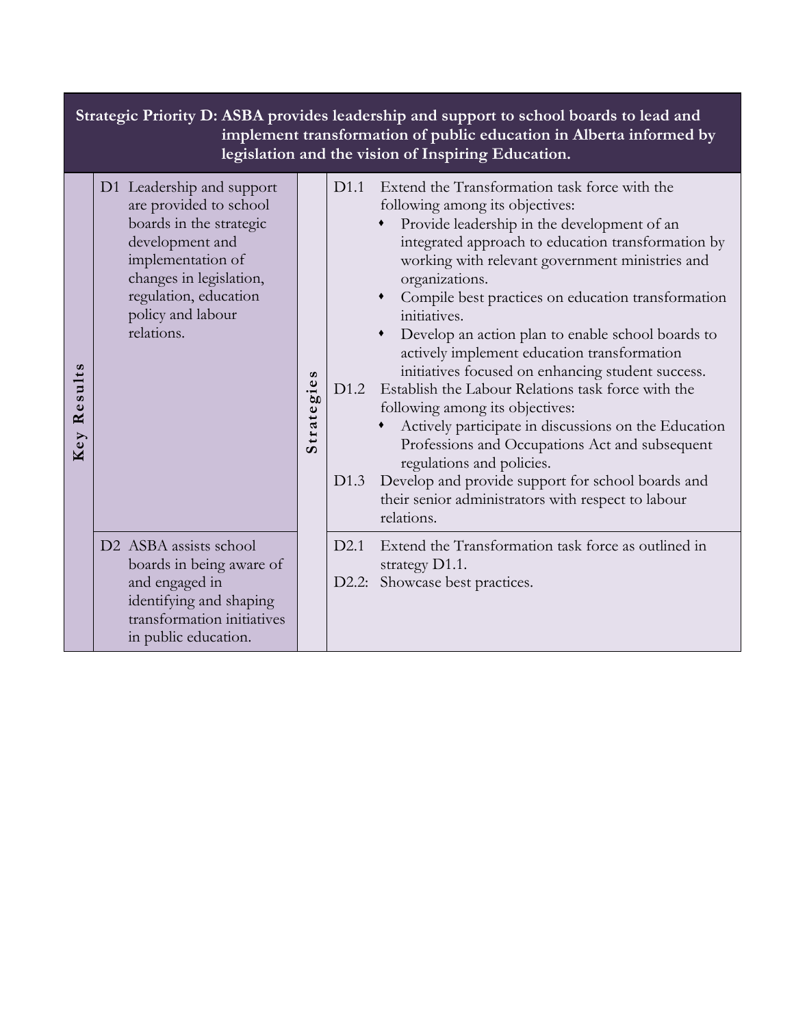**Strategic Priority D: ASBA provides leadership and support to school boards to lead and implement transformation of public education in Alberta informed by legislation and the vision of Inspiring Education.**

| | Key Results | | Strategies |
|---|---|---|---|
| **Key Results** | D1 Leadership and support are provided to school boards in the strategic development and implementation of changes in legislation, regulation, education policy and labour relations. | **Strategies** | D1.1 Extend the Transformation task force with the following among its objectives:<br>• Provide leadership in the development of an integrated approach to education transformation by working with relevant government ministries and organizations.<br>• Compile best practices on education transformation initiatives.<br>• Develop an action plan to enable school boards to actively implement education transformation initiatives focused on enhancing student success.<br>D1.2 Establish the Labour Relations task force with the following among its objectives:<br>• Actively participate in discussions on the Education Professions and Occupations Act and subsequent regulations and policies.<br>D1.3 Develop and provide support for school boards and their senior administrators with respect to labour relations. |
| | D2 ASBA assists school boards in being aware of and engaged in identifying and shaping transformation initiatives in public education. | | D2.1 Extend the Transformation task force as outlined in strategy D1.1.<br>D2.2: Showcase best practices. |